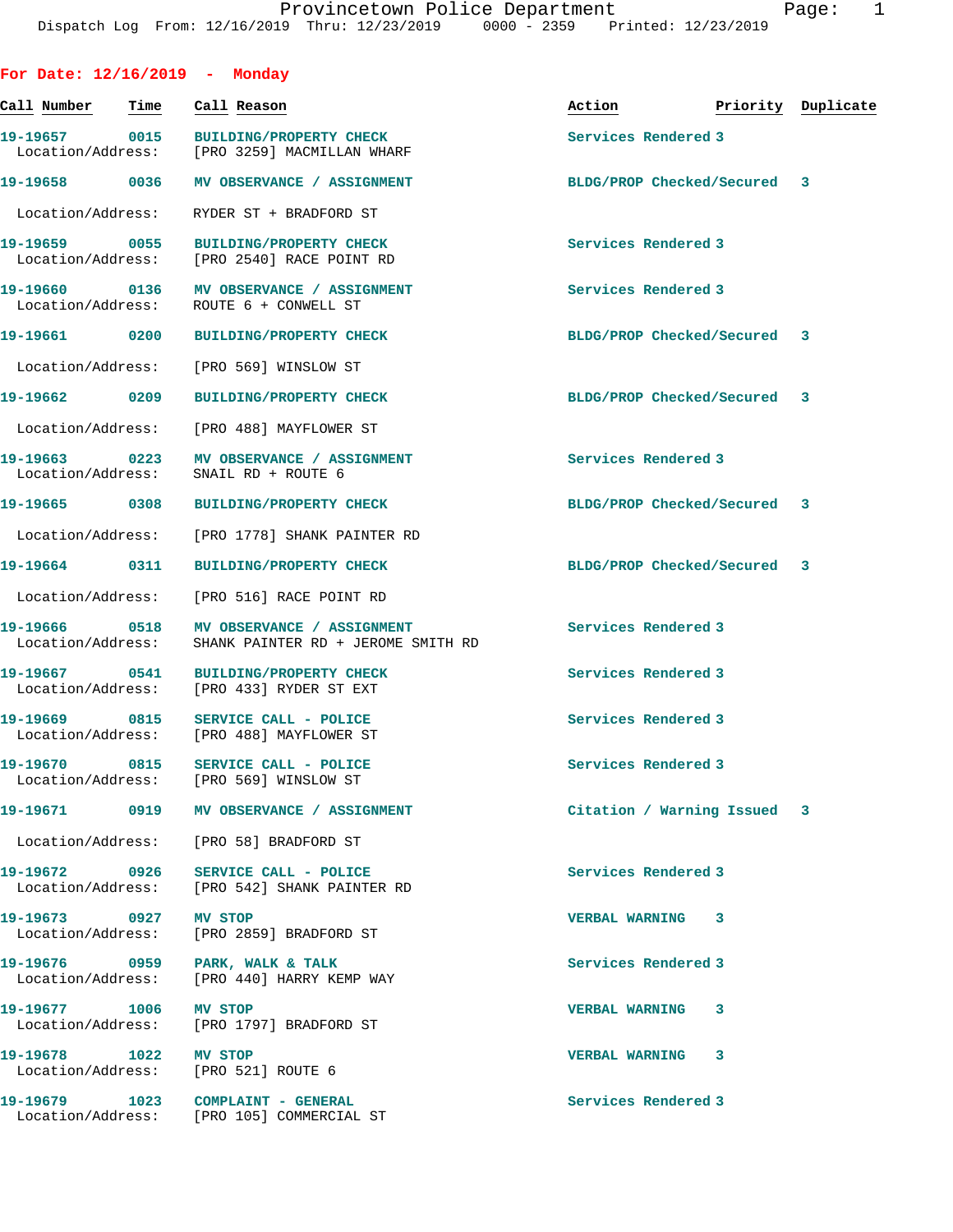Provincetown Police Department

Dispatch Log From: 12/16/2019 Thru: 12/23/2019 0000 - 2359 Printed: 12/23/2019

## For Date: 12/16/2019 - Monday

| Call Number | Time | Call Reason | Action | Priority | Duplicate |
|---|---|---|---|---|---|
| 19-19657 | 0015 | BUILDING/PROPERTY CHECK | Services Rendered | 3 | |
| Location/Address: | | [PRO 3259] MACMILLAN WHARF | | | |
| 19-19658 | 0036 | MV OBSERVANCE / ASSIGNMENT | BLDG/PROP Checked/Secured | 3 | |
| Location/Address: | | RYDER ST + BRADFORD ST | | | |
| 19-19659 | 0055 | BUILDING/PROPERTY CHECK | Services Rendered | 3 | |
| Location/Address: | | [PRO 2540] RACE POINT RD | | | |
| 19-19660 | 0136 | MV OBSERVANCE / ASSIGNMENT | Services Rendered | 3 | |
| Location/Address: | | ROUTE 6 + CONWELL ST | | | |
| 19-19661 | 0200 | BUILDING/PROPERTY CHECK | BLDG/PROP Checked/Secured | 3 | |
| Location/Address: | | [PRO 569] WINSLOW ST | | | |
| 19-19662 | 0209 | BUILDING/PROPERTY CHECK | BLDG/PROP Checked/Secured | 3 | |
| Location/Address: | | [PRO 488] MAYFLOWER ST | | | |
| 19-19663 | 0223 | MV OBSERVANCE / ASSIGNMENT | Services Rendered | 3 | |
| Location/Address: | | SNAIL RD + ROUTE 6 | | | |
| 19-19665 | 0308 | BUILDING/PROPERTY CHECK | BLDG/PROP Checked/Secured | 3 | |
| Location/Address: | | [PRO 1778] SHANK PAINTER RD | | | |
| 19-19664 | 0311 | BUILDING/PROPERTY CHECK | BLDG/PROP Checked/Secured | 3 | |
| Location/Address: | | [PRO 516] RACE POINT RD | | | |
| 19-19666 | 0518 | MV OBSERVANCE / ASSIGNMENT | Services Rendered | 3 | |
| Location/Address: | | SHANK PAINTER RD + JEROME SMITH RD | | | |
| 19-19667 | 0541 | BUILDING/PROPERTY CHECK | Services Rendered | 3 | |
| Location/Address: | | [PRO 433] RYDER ST EXT | | | |
| 19-19669 | 0815 | SERVICE CALL - POLICE | Services Rendered | 3 | |
| Location/Address: | | [PRO 488] MAYFLOWER ST | | | |
| 19-19670 | 0815 | SERVICE CALL - POLICE | Services Rendered | 3 | |
| Location/Address: | | [PRO 569] WINSLOW ST | | | |
| 19-19671 | 0919 | MV OBSERVANCE / ASSIGNMENT | Citation / Warning Issued | 3 | |
| Location/Address: | | [PRO 58] BRADFORD ST | | | |
| 19-19672 | 0926 | SERVICE CALL - POLICE | Services Rendered | 3 | |
| Location/Address: | | [PRO 542] SHANK PAINTER RD | | | |
| 19-19673 | 0927 | MV STOP | VERBAL WARNING | 3 | |
| Location/Address: | | [PRO 2859] BRADFORD ST | | | |
| 19-19676 | 0959 | PARK, WALK & TALK | Services Rendered | 3 | |
| Location/Address: | | [PRO 440] HARRY KEMP WAY | | | |
| 19-19677 | 1006 | MV STOP | VERBAL WARNING | 3 | |
| Location/Address: | | [PRO 1797] BRADFORD ST | | | |
| 19-19678 | 1022 | MV STOP | VERBAL WARNING | 3 | |
| Location/Address: | | [PRO 521] ROUTE 6 | | | |
| 19-19679 | 1023 | COMPLAINT - GENERAL | Services Rendered | 3 | |
| Location/Address: | | [PRO 105] COMMERCIAL ST | | | |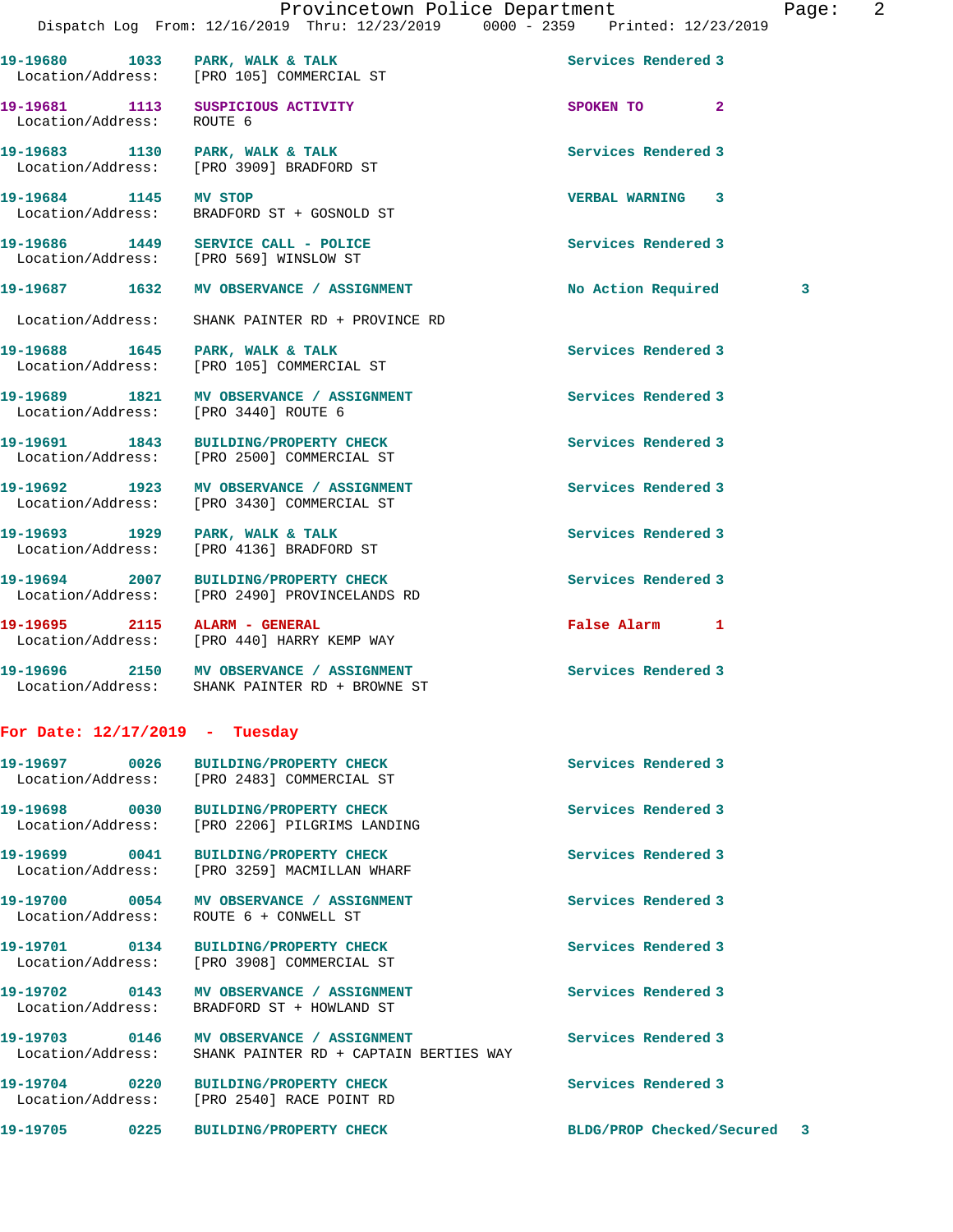19-19680 1033 PARK, WALK & TALK Services Rendered 3
Location/Address: [PRO 105] COMMERCIAL ST

19-19681 1113 SUSPICIOUS ACTIVITY SPOKEN TO 2
Location/Address: ROUTE 6

19-19683 1130 PARK, WALK & TALK Services Rendered 3
Location/Address: [PRO 3909] BRADFORD ST

19-19684 1145 MV STOP VERBAL WARNING 3
Location/Address: BRADFORD ST + GOSNOLD ST

19-19686 1449 SERVICE CALL - POLICE Services Rendered 3
Location/Address: [PRO 569] WINSLOW ST

19-19687 1632 MV OBSERVANCE / ASSIGNMENT No Action Required 3
Location/Address: SHANK PAINTER RD + PROVINCE RD

19-19688 1645 PARK, WALK & TALK Services Rendered 3
Location/Address: [PRO 105] COMMERCIAL ST

19-19689 1821 MV OBSERVANCE / ASSIGNMENT Services Rendered 3
Location/Address: [PRO 3440] ROUTE 6

19-19691 1843 BUILDING/PROPERTY CHECK Services Rendered 3
Location/Address: [PRO 2500] COMMERCIAL ST

19-19692 1923 MV OBSERVANCE / ASSIGNMENT Services Rendered 3
Location/Address: [PRO 3430] COMMERCIAL ST

19-19693 1929 PARK, WALK & TALK Services Rendered 3
Location/Address: [PRO 4136] BRADFORD ST

19-19694 2007 BUILDING/PROPERTY CHECK Services Rendered 3
Location/Address: [PRO 2490] PROVINCELANDS RD

19-19695 2115 ALARM - GENERAL False Alarm 1
Location/Address: [PRO 440] HARRY KEMP WAY

19-19696 2150 MV OBSERVANCE / ASSIGNMENT Services Rendered 3
Location/Address: SHANK PAINTER RD + BROWNE ST

**For Date: 12/17/2019 - Tuesday**

19-19697 0026 BUILDING/PROPERTY CHECK Services Rendered 3
Location/Address: [PRO 2483] COMMERCIAL ST

19-19698 0030 BUILDING/PROPERTY CHECK Services Rendered 3
Location/Address: [PRO 2206] PILGRIMS LANDING

19-19699 0041 BUILDING/PROPERTY CHECK Services Rendered 3
Location/Address: [PRO 3259] MACMILLAN WHARF

19-19700 0054 MV OBSERVANCE / ASSIGNMENT Services Rendered 3
Location/Address: ROUTE 6 + CONWELL ST

19-19701 0134 BUILDING/PROPERTY CHECK Services Rendered 3
Location/Address: [PRO 3908] COMMERCIAL ST

19-19702 0143 MV OBSERVANCE / ASSIGNMENT Services Rendered 3
Location/Address: BRADFORD ST + HOWLAND ST

19-19703 0146 MV OBSERVANCE / ASSIGNMENT Services Rendered 3
Location/Address: SHANK PAINTER RD + CAPTAIN BERTIES WAY

19-19704 0220 BUILDING/PROPERTY CHECK Services Rendered 3
Location/Address: [PRO 2540] RACE POINT RD

19-19705 0225 BUILDING/PROPERTY CHECK BLDG/PROP Checked/Secured 3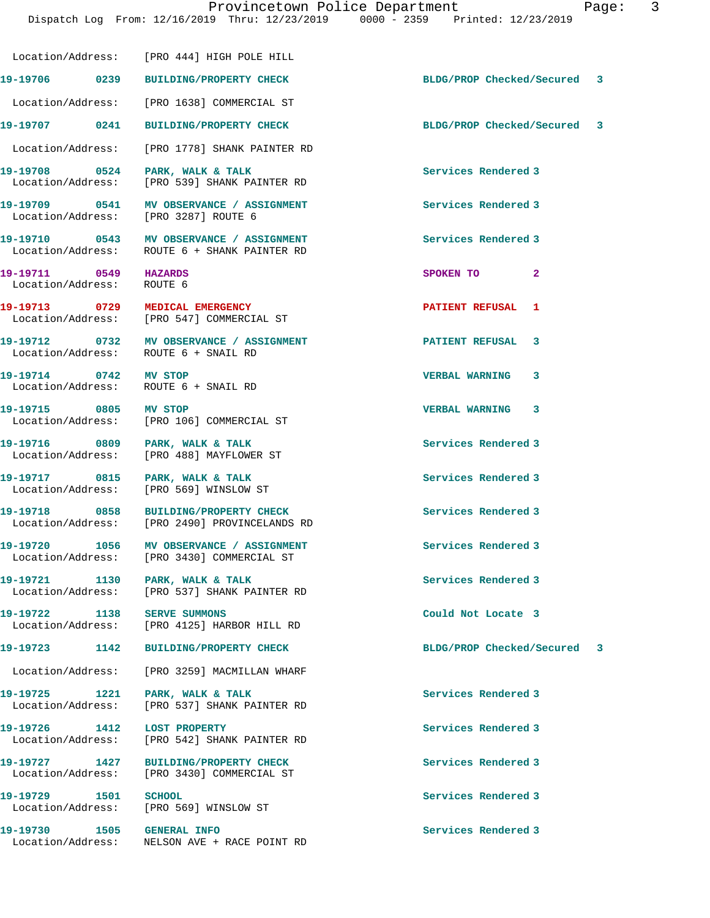Location/Address: [PRO 444] HIGH POLE HILL

| Call # | Time | Call Type | Disposition | Priority |
|---|---|---|---|---|
| 19-19706 | 0239 | BUILDING/PROPERTY CHECK | BLDG/PROP Checked/Secured | 3 |
| | | Location/Address: [PRO 1638] COMMERCIAL ST | | |
| 19-19707 | 0241 | BUILDING/PROPERTY CHECK | BLDG/PROP Checked/Secured | 3 |
| | | Location/Address: [PRO 1778] SHANK PAINTER RD | | |
| 19-19708 | 0524 | PARK, WALK & TALK | Services Rendered | 3 |
| | | Location/Address: [PRO 539] SHANK PAINTER RD | | |
| 19-19709 | 0541 | MV OBSERVANCE / ASSIGNMENT | Services Rendered | 3 |
| | | Location/Address: [PRO 3287] ROUTE 6 | | |
| 19-19710 | 0543 | MV OBSERVANCE / ASSIGNMENT | Services Rendered | 3 |
| | | Location/Address: ROUTE 6 + SHANK PAINTER RD | | |
| 19-19711 | 0549 | HAZARDS | SPOKEN TO | 2 |
| | | Location/Address: ROUTE 6 | | |
| 19-19713 | 0729 | MEDICAL EMERGENCY | PATIENT REFUSAL | 1 |
| | | Location/Address: [PRO 547] COMMERCIAL ST | | |
| 19-19712 | 0732 | MV OBSERVANCE / ASSIGNMENT | PATIENT REFUSAL | 3 |
| | | Location/Address: ROUTE 6 + SNAIL RD | | |
| 19-19714 | 0742 | MV STOP | VERBAL WARNING | 3 |
| | | Location/Address: ROUTE 6 + SNAIL RD | | |
| 19-19715 | 0805 | MV STOP | VERBAL WARNING | 3 |
| | | Location/Address: [PRO 106] COMMERCIAL ST | | |
| 19-19716 | 0809 | PARK, WALK & TALK | Services Rendered | 3 |
| | | Location/Address: [PRO 488] MAYFLOWER ST | | |
| 19-19717 | 0815 | PARK, WALK & TALK | Services Rendered | 3 |
| | | Location/Address: [PRO 569] WINSLOW ST | | |
| 19-19718 | 0858 | BUILDING/PROPERTY CHECK | Services Rendered | 3 |
| | | Location/Address: [PRO 2490] PROVINCELANDS RD | | |
| 19-19720 | 1056 | MV OBSERVANCE / ASSIGNMENT | Services Rendered | 3 |
| | | Location/Address: [PRO 3430] COMMERCIAL ST | | |
| 19-19721 | 1130 | PARK, WALK & TALK | Services Rendered | 3 |
| | | Location/Address: [PRO 537] SHANK PAINTER RD | | |
| 19-19722 | 1138 | SERVE SUMMONS | Could Not Locate | 3 |
| | | Location/Address: [PRO 4125] HARBOR HILL RD | | |
| 19-19723 | 1142 | BUILDING/PROPERTY CHECK | BLDG/PROP Checked/Secured | 3 |
| | | Location/Address: [PRO 3259] MACMILLAN WHARF | | |
| 19-19725 | 1221 | PARK, WALK & TALK | Services Rendered | 3 |
| | | Location/Address: [PRO 537] SHANK PAINTER RD | | |
| 19-19726 | 1412 | LOST PROPERTY | Services Rendered | 3 |
| | | Location/Address: [PRO 542] SHANK PAINTER RD | | |
| 19-19727 | 1427 | BUILDING/PROPERTY CHECK | Services Rendered | 3 |
| | | Location/Address: [PRO 3430] COMMERCIAL ST | | |
| 19-19729 | 1501 | SCHOOL | Services Rendered | 3 |
| | | Location/Address: [PRO 569] WINSLOW ST | | |
| 19-19730 | 1505 | GENERAL INFO | Services Rendered | 3 |
| | | Location/Address: NELSON AVE + RACE POINT RD | | |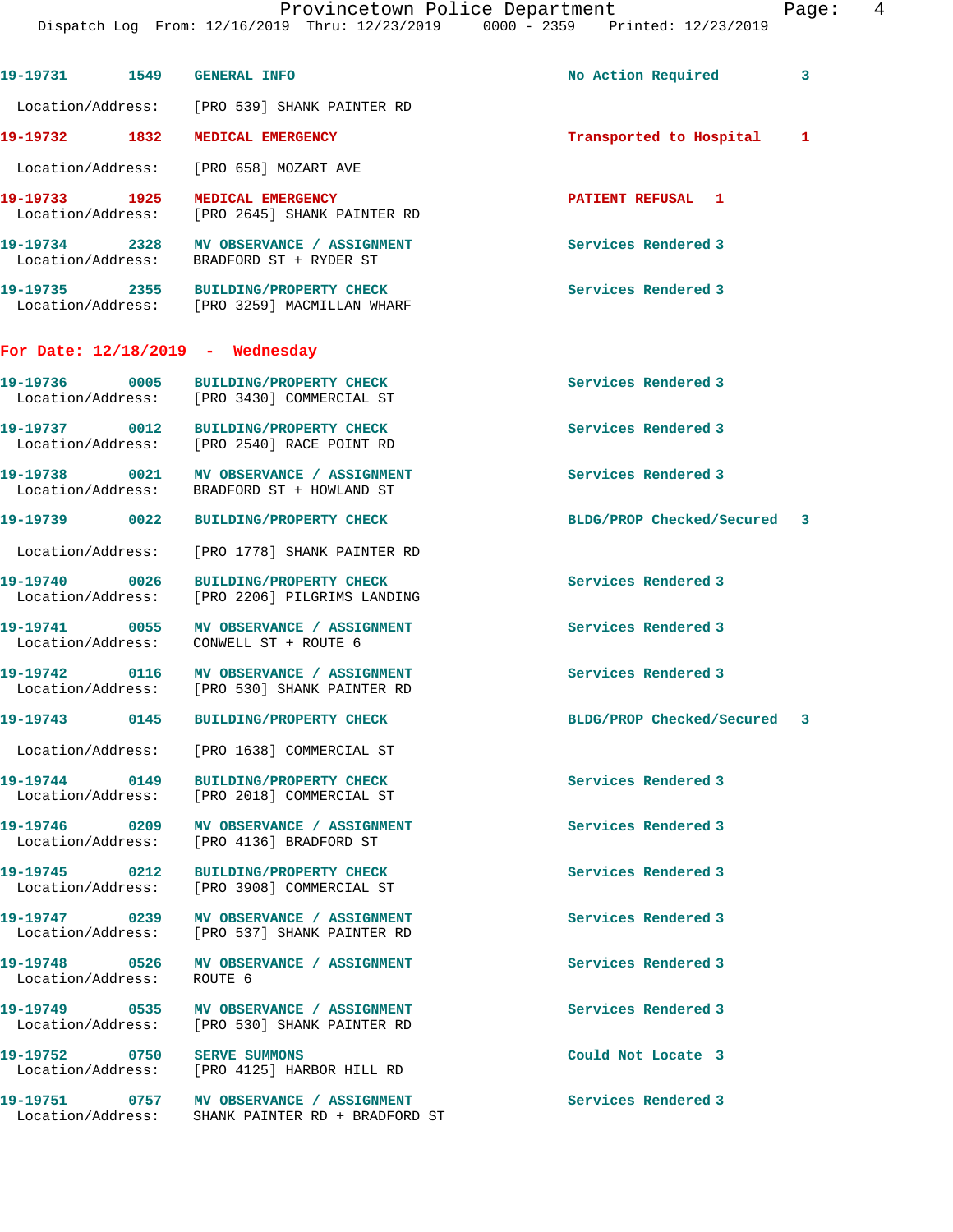19-19731 1549 GENERAL INFO No Action Required 3
Location/Address: [PRO 539] SHANK PAINTER RD

19-19732 1832 MEDICAL EMERGENCY Transported to Hospital 1
Location/Address: [PRO 658] MOZART AVE

19-19733 1925 MEDICAL EMERGENCY PATIENT REFUSAL 1
Location/Address: [PRO 2645] SHANK PAINTER RD

19-19734 2328 MV OBSERVANCE / ASSIGNMENT Services Rendered 3
Location/Address: BRADFORD ST + RYDER ST

19-19735 2355 BUILDING/PROPERTY CHECK Services Rendered 3
Location/Address: [PRO 3259] MACMILLAN WHARF

## For Date: 12/18/2019 - Wednesday

19-19736 0005 BUILDING/PROPERTY CHECK Services Rendered 3
Location/Address: [PRO 3430] COMMERCIAL ST

19-19737 0012 BUILDING/PROPERTY CHECK Services Rendered 3
Location/Address: [PRO 2540] RACE POINT RD

19-19738 0021 MV OBSERVANCE / ASSIGNMENT Services Rendered 3
Location/Address: BRADFORD ST + HOWLAND ST

19-19739 0022 BUILDING/PROPERTY CHECK BLDG/PROP Checked/Secured 3
Location/Address: [PRO 1778] SHANK PAINTER RD

19-19740 0026 BUILDING/PROPERTY CHECK Services Rendered 3
Location/Address: [PRO 2206] PILGRIMS LANDING

19-19741 0055 MV OBSERVANCE / ASSIGNMENT Services Rendered 3
Location/Address: CONWELL ST + ROUTE 6

19-19742 0116 MV OBSERVANCE / ASSIGNMENT Services Rendered 3
Location/Address: [PRO 530] SHANK PAINTER RD

19-19743 0145 BUILDING/PROPERTY CHECK BLDG/PROP Checked/Secured 3
Location/Address: [PRO 1638] COMMERCIAL ST

19-19744 0149 BUILDING/PROPERTY CHECK Services Rendered 3
Location/Address: [PRO 2018] COMMERCIAL ST

19-19746 0209 MV OBSERVANCE / ASSIGNMENT Services Rendered 3
Location/Address: [PRO 4136] BRADFORD ST

19-19745 0212 BUILDING/PROPERTY CHECK Services Rendered 3
Location/Address: [PRO 3908] COMMERCIAL ST

19-19747 0239 MV OBSERVANCE / ASSIGNMENT Services Rendered 3
Location/Address: [PRO 537] SHANK PAINTER RD

19-19748 0526 MV OBSERVANCE / ASSIGNMENT Services Rendered 3
Location/Address: ROUTE 6

19-19749 0535 MV OBSERVANCE / ASSIGNMENT Services Rendered 3
Location/Address: [PRO 530] SHANK PAINTER RD

19-19752 0750 SERVE SUMMONS Could Not Locate 3
Location/Address: [PRO 4125] HARBOR HILL RD

19-19751 0757 MV OBSERVANCE / ASSIGNMENT Services Rendered 3
Location/Address: SHANK PAINTER RD + BRADFORD ST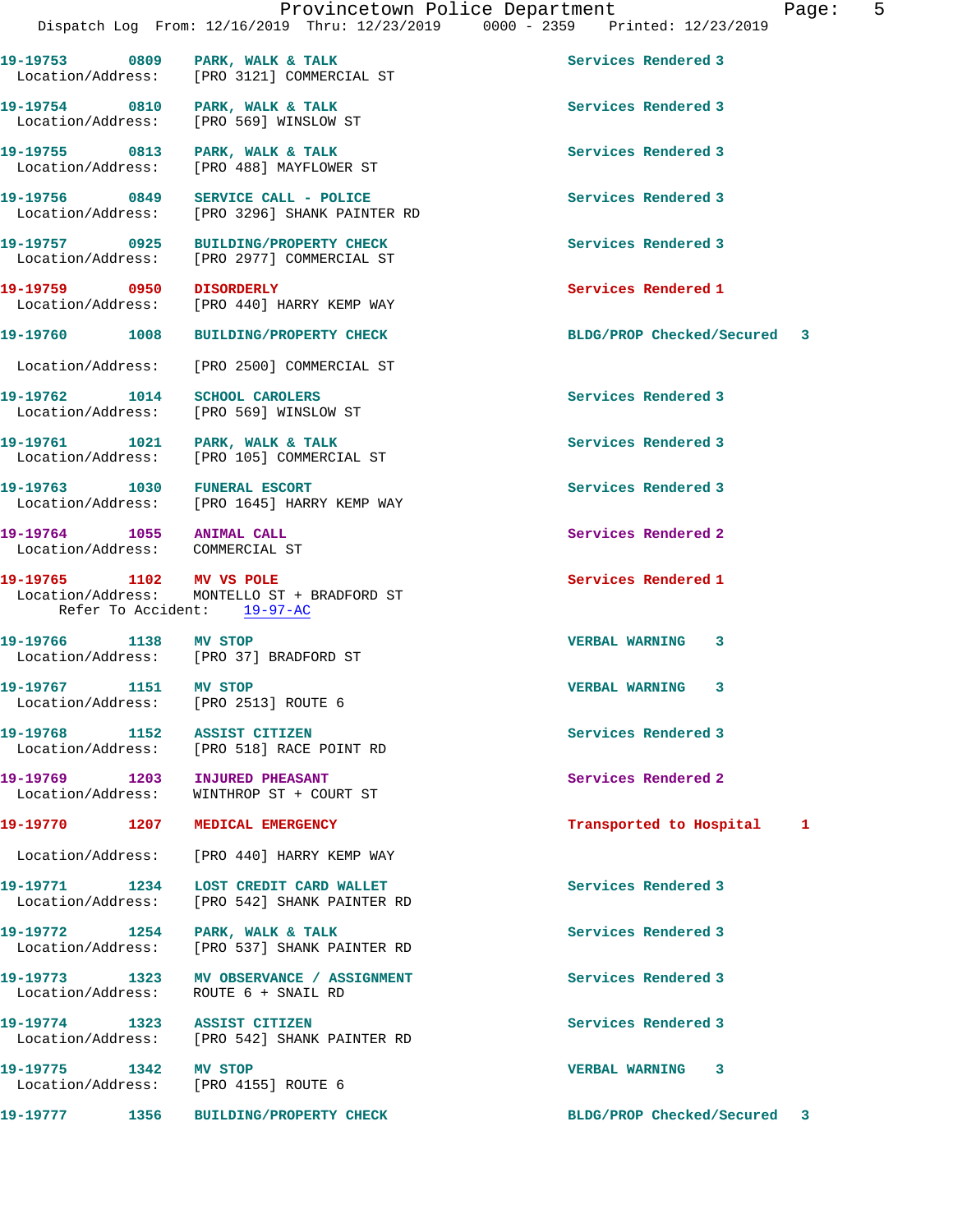| Call # | Time | Call Reason | Action | Priority |
|---|---|---|---|---|
| 19-19753 | 0809 | PARK, WALK & TALK | Services Rendered | 3 |
| | | Location/Address: [PRO 3121] COMMERCIAL ST | | |
| 19-19754 | 0810 | PARK, WALK & TALK | Services Rendered | 3 |
| | | Location/Address: [PRO 569] WINSLOW ST | | |
| 19-19755 | 0813 | PARK, WALK & TALK | Services Rendered | 3 |
| | | Location/Address: [PRO 488] MAYFLOWER ST | | |
| 19-19756 | 0849 | SERVICE CALL - POLICE | Services Rendered | 3 |
| | | Location/Address: [PRO 3296] SHANK PAINTER RD | | |
| 19-19757 | 0925 | BUILDING/PROPERTY CHECK | Services Rendered | 3 |
| | | Location/Address: [PRO 2977] COMMERCIAL ST | | |
| 19-19759 | 0950 | DISORDERLY | Services Rendered | 1 |
| | | Location/Address: [PRO 440] HARRY KEMP WAY | | |
| 19-19760 | 1008 | BUILDING/PROPERTY CHECK | BLDG/PROP Checked/Secured | 3 |
| | | Location/Address: [PRO 2500] COMMERCIAL ST | | |
| 19-19762 | 1014 | SCHOOL CAROLERS | Services Rendered | 3 |
| | | Location/Address: [PRO 569] WINSLOW ST | | |
| 19-19761 | 1021 | PARK, WALK & TALK | Services Rendered | 3 |
| | | Location/Address: [PRO 105] COMMERCIAL ST | | |
| 19-19763 | 1030 | FUNERAL ESCORT | Services Rendered | 3 |
| | | Location/Address: [PRO 1645] HARRY KEMP WAY | | |
| 19-19764 | 1055 | ANIMAL CALL | Services Rendered | 2 |
| | | Location/Address: COMMERCIAL ST | | |
| 19-19765 | 1102 | MV VS POLE | Services Rendered | 1 |
| | | Location/Address: MONTELLO ST + BRADFORD ST; Refer To Accident: 19-97-AC | | |
| 19-19766 | 1138 | MV STOP | VERBAL WARNING | 3 |
| | | Location/Address: [PRO 37] BRADFORD ST | | |
| 19-19767 | 1151 | MV STOP | VERBAL WARNING | 3 |
| | | Location/Address: [PRO 2513] ROUTE 6 | | |
| 19-19768 | 1152 | ASSIST CITIZEN | Services Rendered | 3 |
| | | Location/Address: [PRO 518] RACE POINT RD | | |
| 19-19769 | 1203 | INJURED PHEASANT | Services Rendered | 2 |
| | | Location/Address: WINTHROP ST + COURT ST | | |
| 19-19770 | 1207 | MEDICAL EMERGENCY | Transported to Hospital | 1 |
| | | Location/Address: [PRO 440] HARRY KEMP WAY | | |
| 19-19771 | 1234 | LOST CREDIT CARD WALLET | Services Rendered | 3 |
| | | Location/Address: [PRO 542] SHANK PAINTER RD | | |
| 19-19772 | 1254 | PARK, WALK & TALK | Services Rendered | 3 |
| | | Location/Address: [PRO 537] SHANK PAINTER RD | | |
| 19-19773 | 1323 | MV OBSERVANCE / ASSIGNMENT | Services Rendered | 3 |
| | | Location/Address: ROUTE 6 + SNAIL RD | | |
| 19-19774 | 1323 | ASSIST CITIZEN | Services Rendered | 3 |
| | | Location/Address: [PRO 542] SHANK PAINTER RD | | |
| 19-19775 | 1342 | MV STOP | VERBAL WARNING | 3 |
| | | Location/Address: [PRO 4155] ROUTE 6 | | |
| 19-19777 | 1356 | BUILDING/PROPERTY CHECK | BLDG/PROP Checked/Secured | 3 |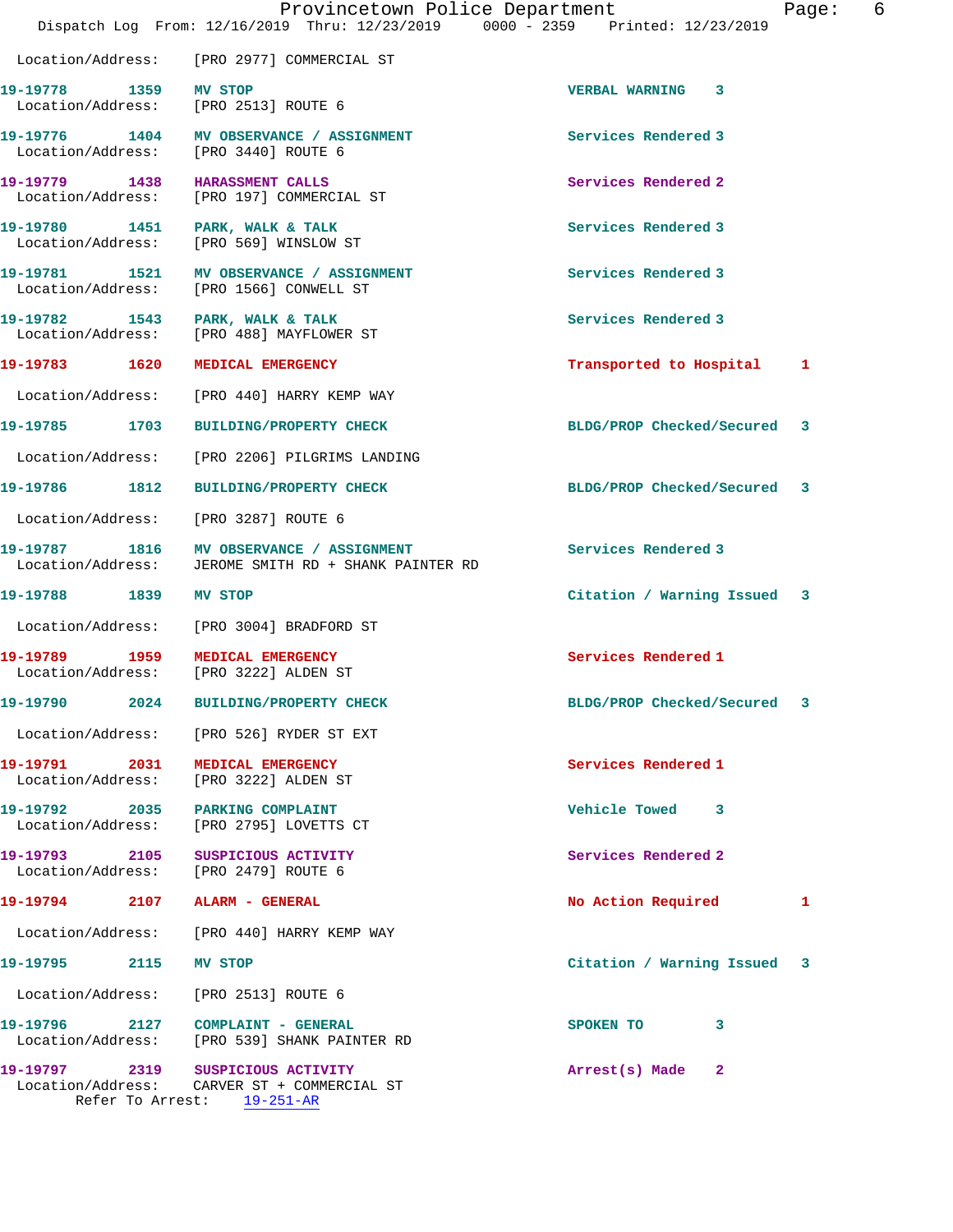Location/Address: [PRO 2977] COMMERCIAL ST

19-19778 1359 MV STOP VERBAL WARNING 3
Location/Address: [PRO 2513] ROUTE 6

19-19776 1404 MV OBSERVANCE / ASSIGNMENT Services Rendered 3
Location/Address: [PRO 3440] ROUTE 6

19-19779 1438 HARASSMENT CALLS Services Rendered 2
Location/Address: [PRO 197] COMMERCIAL ST

19-19780 1451 PARK, WALK & TALK Services Rendered 3
Location/Address: [PRO 569] WINSLOW ST

19-19781 1521 MV OBSERVANCE / ASSIGNMENT Services Rendered 3
Location/Address: [PRO 1566] CONWELL ST

19-19782 1543 PARK, WALK & TALK Services Rendered 3
Location/Address: [PRO 488] MAYFLOWER ST

19-19783 1620 MEDICAL EMERGENCY Transported to Hospital 1
Location/Address: [PRO 440] HARRY KEMP WAY

19-19785 1703 BUILDING/PROPERTY CHECK BLDG/PROP Checked/Secured 3
Location/Address: [PRO 2206] PILGRIMS LANDING

19-19786 1812 BUILDING/PROPERTY CHECK BLDG/PROP Checked/Secured 3
Location/Address: [PRO 3287] ROUTE 6

19-19787 1816 MV OBSERVANCE / ASSIGNMENT Services Rendered 3
Location/Address: JEROME SMITH RD + SHANK PAINTER RD

19-19788 1839 MV STOP Citation / Warning Issued 3
Location/Address: [PRO 3004] BRADFORD ST

19-19789 1959 MEDICAL EMERGENCY Services Rendered 1
Location/Address: [PRO 3222] ALDEN ST

19-19790 2024 BUILDING/PROPERTY CHECK BLDG/PROP Checked/Secured 3
Location/Address: [PRO 526] RYDER ST EXT

19-19791 2031 MEDICAL EMERGENCY Services Rendered 1
Location/Address: [PRO 3222] ALDEN ST

19-19792 2035 PARKING COMPLAINT Vehicle Towed 3
Location/Address: [PRO 2795] LOVETTS CT

19-19793 2105 SUSPICIOUS ACTIVITY Services Rendered 2
Location/Address: [PRO 2479] ROUTE 6

19-19794 2107 ALARM - GENERAL No Action Required 1
Location/Address: [PRO 440] HARRY KEMP WAY

19-19795 2115 MV STOP Citation / Warning Issued 3
Location/Address: [PRO 2513] ROUTE 6

19-19796 2127 COMPLAINT - GENERAL SPOKEN TO 3
Location/Address: [PRO 539] SHANK PAINTER RD

19-19797 2319 SUSPICIOUS ACTIVITY Arrest(s) Made 2
Location/Address: CARVER ST + COMMERCIAL ST
Refer To Arrest: 19-251-AR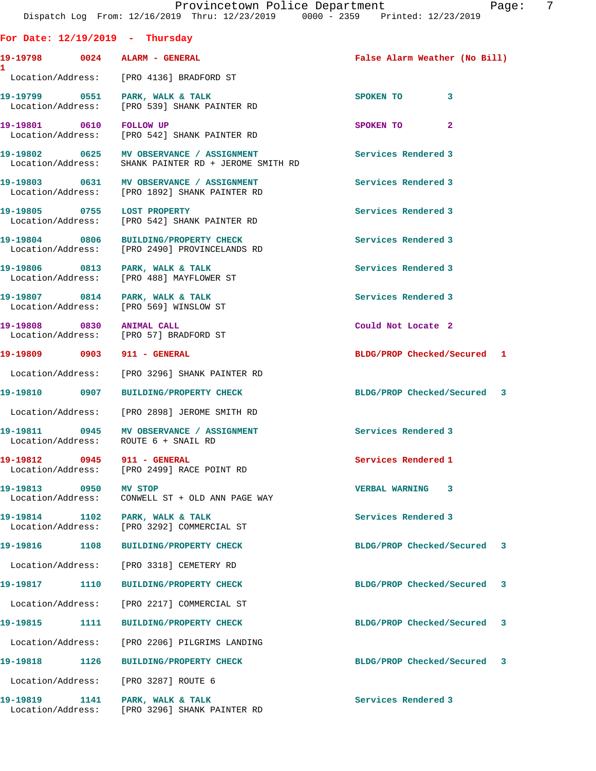Provincetown Police Department
Dispatch Log From: 12/16/2019 Thru: 12/23/2019 0000 - 2359 Printed: 12/23/2019

**For Date: 12/19/2019 - Thursday**

**19-19798 0024 ALARM - GENERAL** False Alarm Weather (No Bill) 1
Location/Address: [PRO 4136] BRADFORD ST

**19-19799 0551 PARK, WALK & TALK** SPOKEN TO 3
Location/Address: [PRO 539] SHANK PAINTER RD

**19-19801 0610 FOLLOW UP** SPOKEN TO 2
Location/Address: [PRO 542] SHANK PAINTER RD

**19-19802 0625 MV OBSERVANCE / ASSIGNMENT** Services Rendered 3
Location/Address: SHANK PAINTER RD + JEROME SMITH RD

**19-19803 0631 MV OBSERVANCE / ASSIGNMENT** Services Rendered 3
Location/Address: [PRO 1892] SHANK PAINTER RD

**19-19805 0755 LOST PROPERTY** Services Rendered 3
Location/Address: [PRO 542] SHANK PAINTER RD

**19-19804 0806 BUILDING/PROPERTY CHECK** Services Rendered 3
Location/Address: [PRO 2490] PROVINCELANDS RD

**19-19806 0813 PARK, WALK & TALK** Services Rendered 3
Location/Address: [PRO 488] MAYFLOWER ST

**19-19807 0814 PARK, WALK & TALK** Services Rendered 3
Location/Address: [PRO 569] WINSLOW ST

**19-19808 0830 ANIMAL CALL** Could Not Locate 2
Location/Address: [PRO 57] BRADFORD ST

**19-19809 0903 911 - GENERAL** BLDG/PROP Checked/Secured 1
Location/Address: [PRO 3296] SHANK PAINTER RD

**19-19810 0907 BUILDING/PROPERTY CHECK** BLDG/PROP Checked/Secured 3
Location/Address: [PRO 2898] JEROME SMITH RD

**19-19811 0945 MV OBSERVANCE / ASSIGNMENT** Services Rendered 3
Location/Address: ROUTE 6 + SNAIL RD

**19-19812 0945 911 - GENERAL** Services Rendered 1
Location/Address: [PRO 2499] RACE POINT RD

**19-19813 0950 MV STOP** VERBAL WARNING 3
Location/Address: CONWELL ST + OLD ANN PAGE WAY

**19-19814 1102 PARK, WALK & TALK** Services Rendered 3
Location/Address: [PRO 3292] COMMERCIAL ST

**19-19816 1108 BUILDING/PROPERTY CHECK** BLDG/PROP Checked/Secured 3
Location/Address: [PRO 3318] CEMETERY RD

**19-19817 1110 BUILDING/PROPERTY CHECK** BLDG/PROP Checked/Secured 3
Location/Address: [PRO 2217] COMMERCIAL ST

**19-19815 1111 BUILDING/PROPERTY CHECK** BLDG/PROP Checked/Secured 3
Location/Address: [PRO 2206] PILGRIMS LANDING

**19-19818 1126 BUILDING/PROPERTY CHECK** BLDG/PROP Checked/Secured 3
Location/Address: [PRO 3287] ROUTE 6

**19-19819 1141 PARK, WALK & TALK** Services Rendered 3
Location/Address: [PRO 3296] SHANK PAINTER RD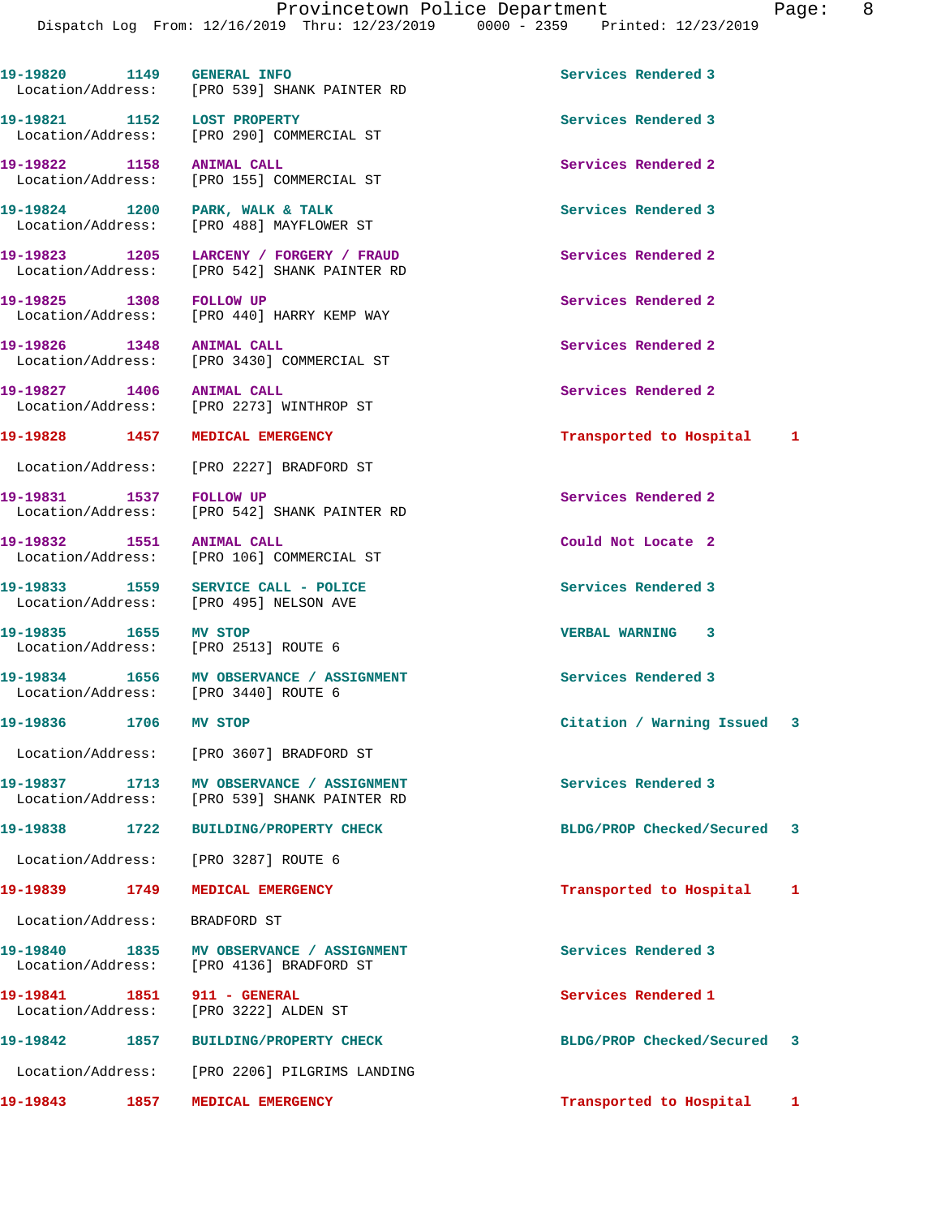19-19820 1149 GENERAL INFO Services Rendered 3
Location/Address: [PRO 539] SHANK PAINTER RD

19-19821 1152 LOST PROPERTY Services Rendered 3
Location/Address: [PRO 290] COMMERCIAL ST

19-19822 1158 ANIMAL CALL Services Rendered 2
Location/Address: [PRO 155] COMMERCIAL ST

19-19824 1200 PARK, WALK & TALK Services Rendered 3
Location/Address: [PRO 488] MAYFLOWER ST

19-19823 1205 LARCENY / FORGERY / FRAUD Services Rendered 2
Location/Address: [PRO 542] SHANK PAINTER RD

19-19825 1308 FOLLOW UP Services Rendered 2
Location/Address: [PRO 440] HARRY KEMP WAY

19-19826 1348 ANIMAL CALL Services Rendered 2
Location/Address: [PRO 3430] COMMERCIAL ST

19-19827 1406 ANIMAL CALL Services Rendered 2
Location/Address: [PRO 2273] WINTHROP ST

19-19828 1457 MEDICAL EMERGENCY Transported to Hospital 1
Location/Address: [PRO 2227] BRADFORD ST

19-19831 1537 FOLLOW UP Services Rendered 2
Location/Address: [PRO 542] SHANK PAINTER RD

19-19832 1551 ANIMAL CALL Could Not Locate 2
Location/Address: [PRO 106] COMMERCIAL ST

19-19833 1559 SERVICE CALL - POLICE Services Rendered 3
Location/Address: [PRO 495] NELSON AVE

19-19835 1655 MV STOP VERBAL WARNING 3
Location/Address: [PRO 2513] ROUTE 6

19-19834 1656 MV OBSERVANCE / ASSIGNMENT Services Rendered 3
Location/Address: [PRO 3440] ROUTE 6

19-19836 1706 MV STOP Citation / Warning Issued 3
Location/Address: [PRO 3607] BRADFORD ST

19-19837 1713 MV OBSERVANCE / ASSIGNMENT Services Rendered 3
Location/Address: [PRO 539] SHANK PAINTER RD

19-19838 1722 BUILDING/PROPERTY CHECK BLDG/PROP Checked/Secured 3
Location/Address: [PRO 3287] ROUTE 6

19-19839 1749 MEDICAL EMERGENCY Transported to Hospital 1
Location/Address: BRADFORD ST

19-19840 1835 MV OBSERVANCE / ASSIGNMENT Services Rendered 3
Location/Address: [PRO 4136] BRADFORD ST

19-19841 1851 911 - GENERAL Services Rendered 1
Location/Address: [PRO 3222] ALDEN ST

19-19842 1857 BUILDING/PROPERTY CHECK BLDG/PROP Checked/Secured 3
Location/Address: [PRO 2206] PILGRIMS LANDING

19-19843 1857 MEDICAL EMERGENCY Transported to Hospital 1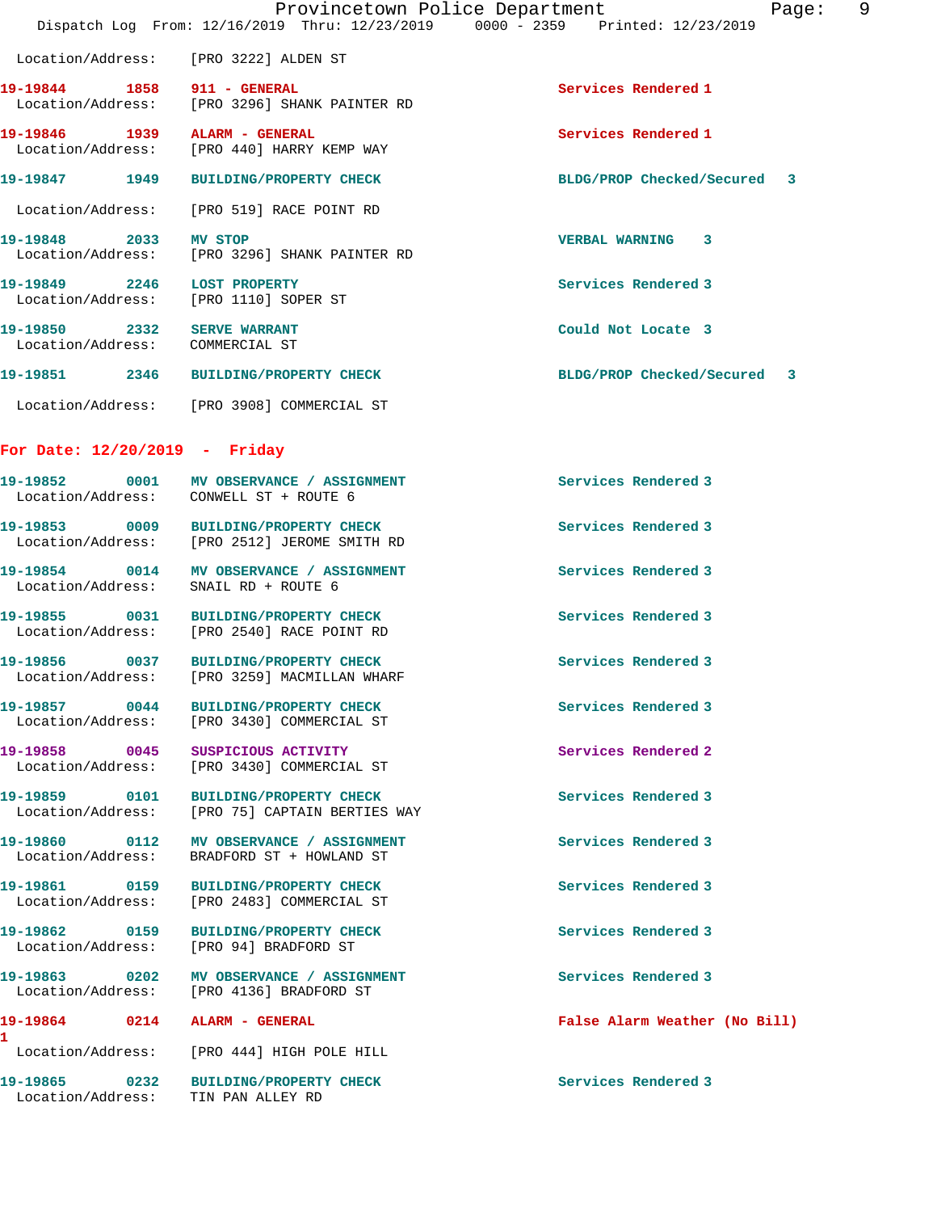Location/Address: [PRO 3222] ALDEN ST

19-19844 1858 911 - GENERAL Services Rendered 1
Location/Address: [PRO 3296] SHANK PAINTER RD

19-19846 1939 ALARM - GENERAL Services Rendered 1
Location/Address: [PRO 440] HARRY KEMP WAY

19-19847 1949 BUILDING/PROPERTY CHECK BLDG/PROP Checked/Secured 3
Location/Address: [PRO 519] RACE POINT RD

19-19848 2033 MV STOP VERBAL WARNING 3
Location/Address: [PRO 3296] SHANK PAINTER RD

19-19849 2246 LOST PROPERTY Services Rendered 3
Location/Address: [PRO 1110] SOPER ST

19-19850 2332 SERVE WARRANT Could Not Locate 3
Location/Address: COMMERCIAL ST

19-19851 2346 BUILDING/PROPERTY CHECK BLDG/PROP Checked/Secured 3
Location/Address: [PRO 3908] COMMERCIAL ST

**For Date: 12/20/2019 - Friday**

19-19852 0001 MV OBSERVANCE / ASSIGNMENT Services Rendered 3
Location/Address: CONWELL ST + ROUTE 6

19-19853 0009 BUILDING/PROPERTY CHECK Services Rendered 3
Location/Address: [PRO 2512] JEROME SMITH RD

19-19854 0014 MV OBSERVANCE / ASSIGNMENT Services Rendered 3
Location/Address: SNAIL RD + ROUTE 6

19-19855 0031 BUILDING/PROPERTY CHECK Services Rendered 3
Location/Address: [PRO 2540] RACE POINT RD

19-19856 0037 BUILDING/PROPERTY CHECK Services Rendered 3
Location/Address: [PRO 3259] MACMILLAN WHARF

19-19857 0044 BUILDING/PROPERTY CHECK Services Rendered 3
Location/Address: [PRO 3430] COMMERCIAL ST

19-19858 0045 SUSPICIOUS ACTIVITY Services Rendered 2
Location/Address: [PRO 3430] COMMERCIAL ST

19-19859 0101 BUILDING/PROPERTY CHECK Services Rendered 3
Location/Address: [PRO 75] CAPTAIN BERTIES WAY

19-19860 0112 MV OBSERVANCE / ASSIGNMENT Services Rendered 3
Location/Address: BRADFORD ST + HOWLAND ST

19-19861 0159 BUILDING/PROPERTY CHECK Services Rendered 3
Location/Address: [PRO 2483] COMMERCIAL ST

19-19862 0159 BUILDING/PROPERTY CHECK Services Rendered 3
Location/Address: [PRO 94] BRADFORD ST

19-19863 0202 MV OBSERVANCE / ASSIGNMENT Services Rendered 3
Location/Address: [PRO 4136] BRADFORD ST

19-19864 0214 ALARM - GENERAL False Alarm Weather (No Bill) 1
Location/Address: [PRO 444] HIGH POLE HILL

19-19865 0232 BUILDING/PROPERTY CHECK Services Rendered 3
Location/Address: TIN PAN ALLEY RD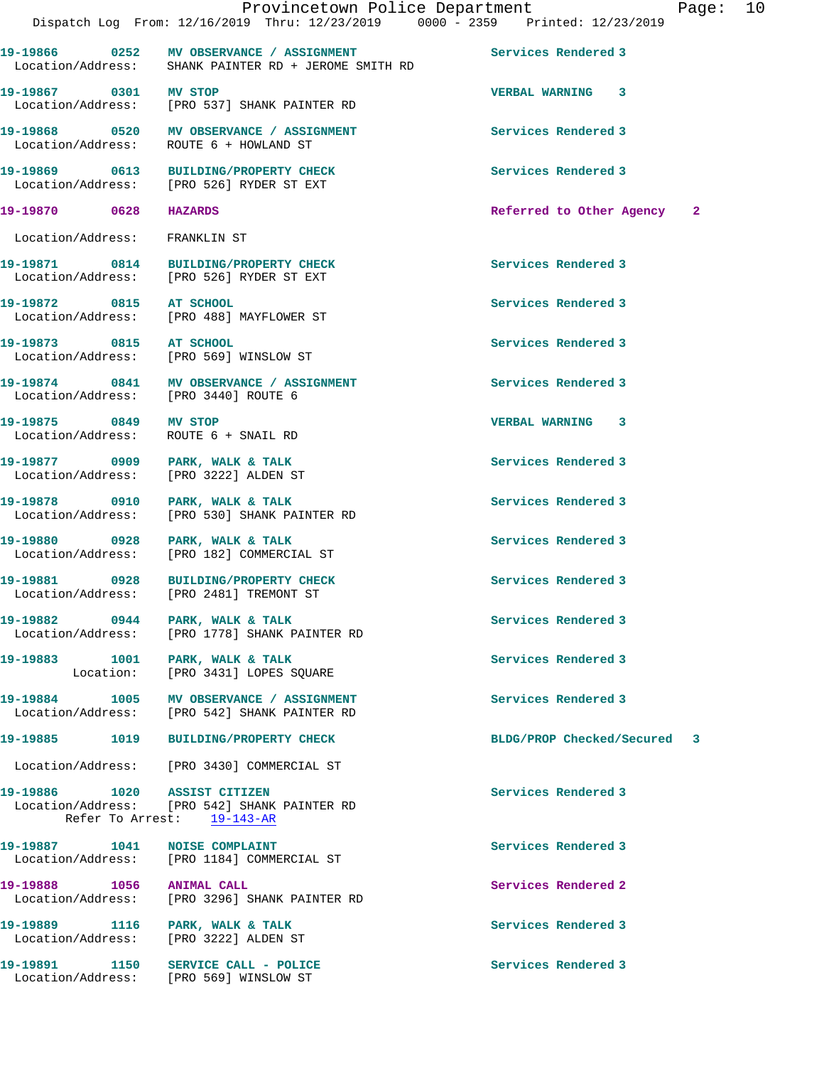19-19866 0252 MV OBSERVANCE / ASSIGNMENT Services Rendered 3
Location/Address: SHANK PAINTER RD + JEROME SMITH RD

19-19867 0301 MV STOP VERBAL WARNING 3
Location/Address: [PRO 537] SHANK PAINTER RD

19-19868 0520 MV OBSERVANCE / ASSIGNMENT Services Rendered 3
Location/Address: ROUTE 6 + HOWLAND ST

19-19869 0613 BUILDING/PROPERTY CHECK Services Rendered 3
Location/Address: [PRO 526] RYDER ST EXT

19-19870 0628 HAZARDS Referred to Other Agency 2
Location/Address: FRANKLIN ST

19-19871 0814 BUILDING/PROPERTY CHECK Services Rendered 3
Location/Address: [PRO 526] RYDER ST EXT

19-19872 0815 AT SCHOOL Services Rendered 3
Location/Address: [PRO 488] MAYFLOWER ST

19-19873 0815 AT SCHOOL Services Rendered 3
Location/Address: [PRO 569] WINSLOW ST

19-19874 0841 MV OBSERVANCE / ASSIGNMENT Services Rendered 3
Location/Address: [PRO 3440] ROUTE 6

19-19875 0849 MV STOP VERBAL WARNING 3
Location/Address: ROUTE 6 + SNAIL RD

19-19877 0909 PARK, WALK & TALK Services Rendered 3
Location/Address: [PRO 3222] ALDEN ST

19-19878 0910 PARK, WALK & TALK Services Rendered 3
Location/Address: [PRO 530] SHANK PAINTER RD

19-19880 0928 PARK, WALK & TALK Services Rendered 3
Location/Address: [PRO 182] COMMERCIAL ST

19-19881 0928 BUILDING/PROPERTY CHECK Services Rendered 3
Location/Address: [PRO 2481] TREMONT ST

19-19882 0944 PARK, WALK & TALK Services Rendered 3
Location/Address: [PRO 1778] SHANK PAINTER RD

19-19883 1001 PARK, WALK & TALK Services Rendered 3
Location: [PRO 3431] LOPES SQUARE

19-19884 1005 MV OBSERVANCE / ASSIGNMENT Services Rendered 3
Location/Address: [PRO 542] SHANK PAINTER RD

19-19885 1019 BUILDING/PROPERTY CHECK BLDG/PROP Checked/Secured 3
Location/Address: [PRO 3430] COMMERCIAL ST

19-19886 1020 ASSIST CITIZEN Services Rendered 3
Location/Address: [PRO 542] SHANK PAINTER RD
Refer To Arrest: 19-143-AR

19-19887 1041 NOISE COMPLAINT Services Rendered 3
Location/Address: [PRO 1184] COMMERCIAL ST

19-19888 1056 ANIMAL CALL Services Rendered 2
Location/Address: [PRO 3296] SHANK PAINTER RD

19-19889 1116 PARK, WALK & TALK Services Rendered 3
Location/Address: [PRO 3222] ALDEN ST

19-19891 1150 SERVICE CALL - POLICE Services Rendered 3
Location/Address: [PRO 569] WINSLOW ST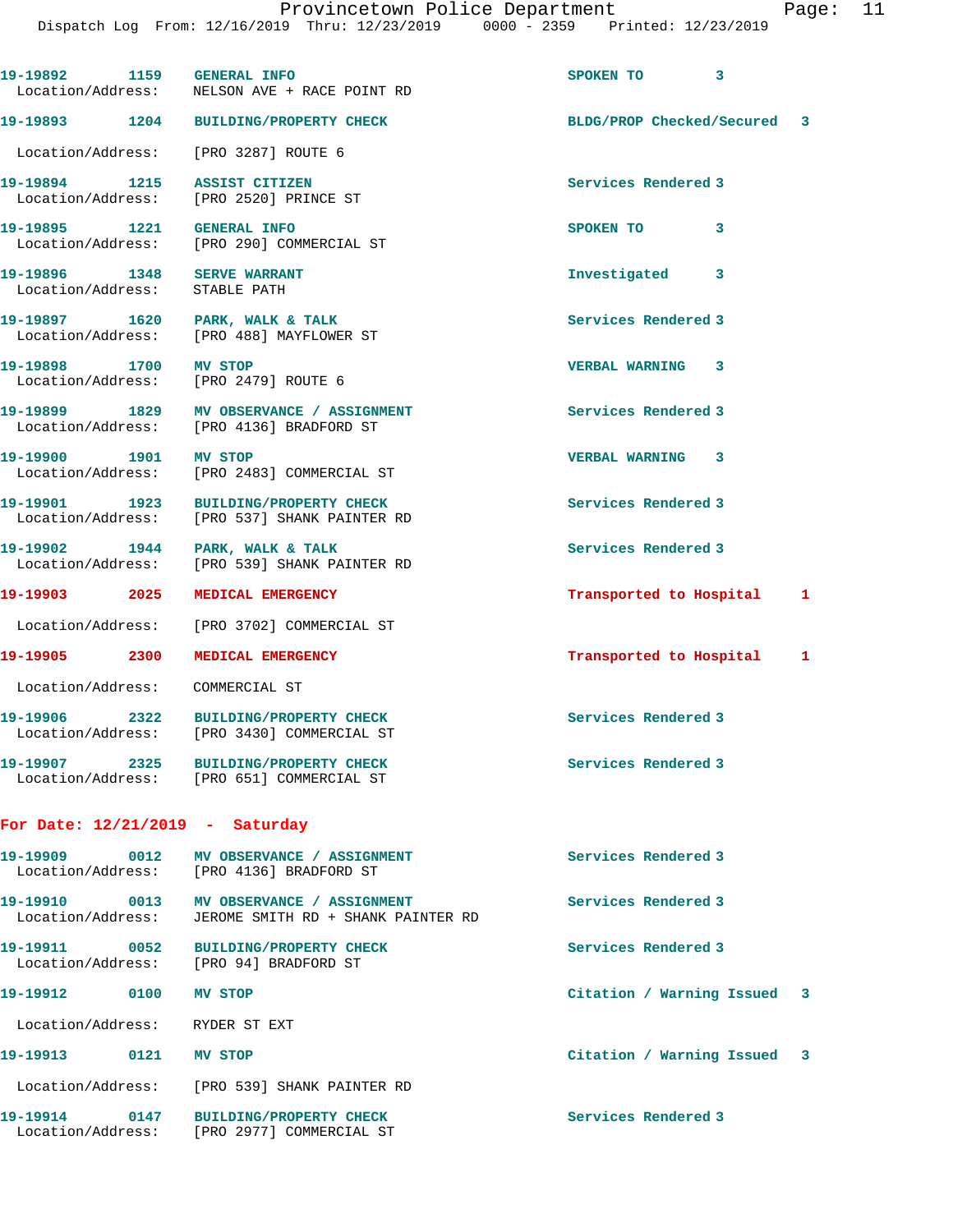19-19892 1159 GENERAL INFO SPOKEN TO 3
Location/Address: NELSON AVE + RACE POINT RD

19-19893 1204 BUILDING/PROPERTY CHECK BLDG/PROP Checked/Secured 3
Location/Address: [PRO 3287] ROUTE 6

19-19894 1215 ASSIST CITIZEN Services Rendered 3
Location/Address: [PRO 2520] PRINCE ST

19-19895 1221 GENERAL INFO SPOKEN TO 3
Location/Address: [PRO 290] COMMERCIAL ST

19-19896 1348 SERVE WARRANT Investigated 3
Location/Address: STABLE PATH

19-19897 1620 PARK, WALK & TALK Services Rendered 3
Location/Address: [PRO 488] MAYFLOWER ST

19-19898 1700 MV STOP VERBAL WARNING 3
Location/Address: [PRO 2479] ROUTE 6

19-19899 1829 MV OBSERVANCE / ASSIGNMENT Services Rendered 3
Location/Address: [PRO 4136] BRADFORD ST

19-19900 1901 MV STOP VERBAL WARNING 3
Location/Address: [PRO 2483] COMMERCIAL ST

19-19901 1923 BUILDING/PROPERTY CHECK Services Rendered 3
Location/Address: [PRO 537] SHANK PAINTER RD

19-19902 1944 PARK, WALK & TALK Services Rendered 3
Location/Address: [PRO 539] SHANK PAINTER RD

19-19903 2025 MEDICAL EMERGENCY Transported to Hospital 1
Location/Address: [PRO 3702] COMMERCIAL ST

19-19905 2300 MEDICAL EMERGENCY Transported to Hospital 1
Location/Address: COMMERCIAL ST

19-19906 2322 BUILDING/PROPERTY CHECK Services Rendered 3
Location/Address: [PRO 3430] COMMERCIAL ST

19-19907 2325 BUILDING/PROPERTY CHECK Services Rendered 3
Location/Address: [PRO 651] COMMERCIAL ST

## For Date: 12/21/2019 - Saturday

19-19909 0012 MV OBSERVANCE / ASSIGNMENT Services Rendered 3
Location/Address: [PRO 4136] BRADFORD ST

19-19910 0013 MV OBSERVANCE / ASSIGNMENT Services Rendered 3
Location/Address: JEROME SMITH RD + SHANK PAINTER RD

19-19911 0052 BUILDING/PROPERTY CHECK Services Rendered 3
Location/Address: [PRO 94] BRADFORD ST

19-19912 0100 MV STOP Citation / Warning Issued 3
Location/Address: RYDER ST EXT

19-19913 0121 MV STOP Citation / Warning Issued 3
Location/Address: [PRO 539] SHANK PAINTER RD

19-19914 0147 BUILDING/PROPERTY CHECK Services Rendered 3
Location/Address: [PRO 2977] COMMERCIAL ST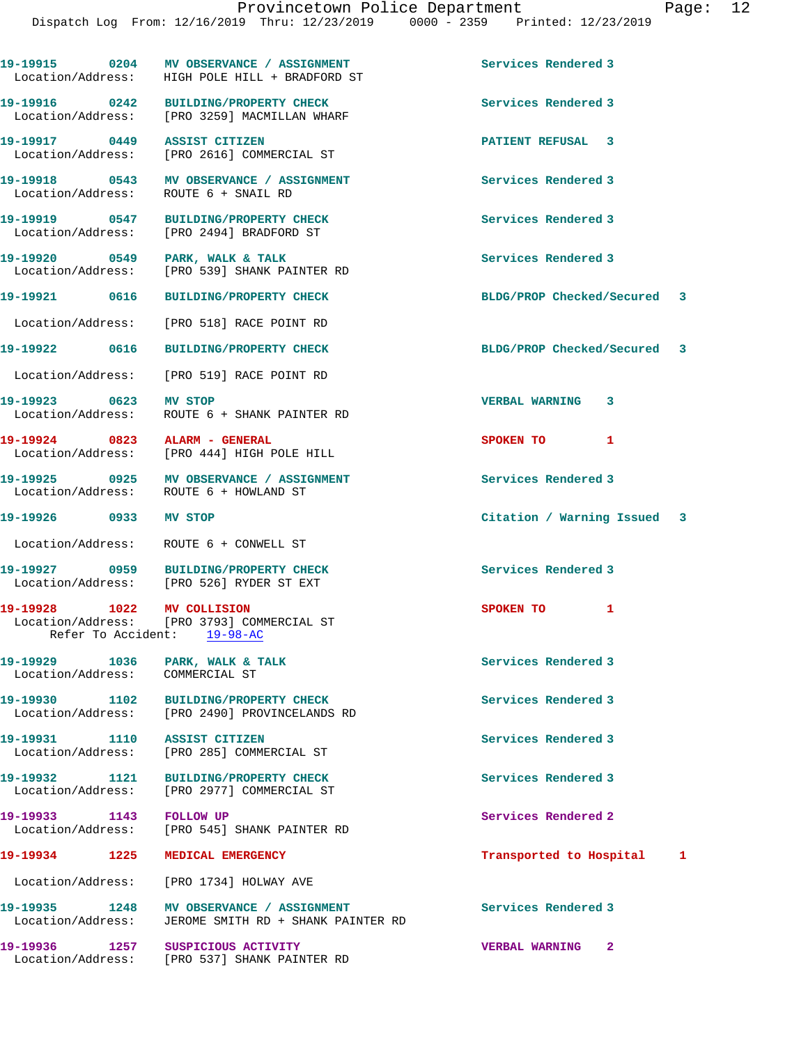19-19915 0204 MV OBSERVANCE / ASSIGNMENT Services Rendered 3
Location/Address: HIGH POLE HILL + BRADFORD ST

19-19916 0242 BUILDING/PROPERTY CHECK Services Rendered 3
Location/Address: [PRO 3259] MACMILLAN WHARF

19-19917 0449 ASSIST CITIZEN PATIENT REFUSAL 3
Location/Address: [PRO 2616] COMMERCIAL ST

19-19918 0543 MV OBSERVANCE / ASSIGNMENT Services Rendered 3
Location/Address: ROUTE 6 + SNAIL RD

19-19919 0547 BUILDING/PROPERTY CHECK Services Rendered 3
Location/Address: [PRO 2494] BRADFORD ST

19-19920 0549 PARK, WALK & TALK Services Rendered 3
Location/Address: [PRO 539] SHANK PAINTER RD

19-19921 0616 BUILDING/PROPERTY CHECK BLDG/PROP Checked/Secured 3
Location/Address: [PRO 518] RACE POINT RD

19-19922 0616 BUILDING/PROPERTY CHECK BLDG/PROP Checked/Secured 3
Location/Address: [PRO 519] RACE POINT RD

19-19923 0623 MV STOP VERBAL WARNING 3
Location/Address: ROUTE 6 + SHANK PAINTER RD

19-19924 0823 ALARM - GENERAL SPOKEN TO 1
Location/Address: [PRO 444] HIGH POLE HILL

19-19925 0925 MV OBSERVANCE / ASSIGNMENT Services Rendered 3
Location/Address: ROUTE 6 + HOWLAND ST

19-19926 0933 MV STOP Citation / Warning Issued 3
Location/Address: ROUTE 6 + CONWELL ST

19-19927 0959 BUILDING/PROPERTY CHECK Services Rendered 3
Location/Address: [PRO 526] RYDER ST EXT

19-19928 1022 MV COLLISION SPOKEN TO 1
Location/Address: [PRO 3793] COMMERCIAL ST
Refer To Accident: 19-98-AC

19-19929 1036 PARK, WALK & TALK Services Rendered 3
Location/Address: COMMERCIAL ST

19-19930 1102 BUILDING/PROPERTY CHECK Services Rendered 3
Location/Address: [PRO 2490] PROVINCELANDS RD

19-19931 1110 ASSIST CITIZEN Services Rendered 3
Location/Address: [PRO 285] COMMERCIAL ST

19-19932 1121 BUILDING/PROPERTY CHECK Services Rendered 3
Location/Address: [PRO 2977] COMMERCIAL ST

19-19933 1143 FOLLOW UP Services Rendered 2
Location/Address: [PRO 545] SHANK PAINTER RD

19-19934 1225 MEDICAL EMERGENCY Transported to Hospital 1
Location/Address: [PRO 1734] HOLWAY AVE

19-19935 1248 MV OBSERVANCE / ASSIGNMENT Services Rendered 3
Location/Address: JEROME SMITH RD + SHANK PAINTER RD

19-19936 1257 SUSPICIOUS ACTIVITY VERBAL WARNING 2
Location/Address: [PRO 537] SHANK PAINTER RD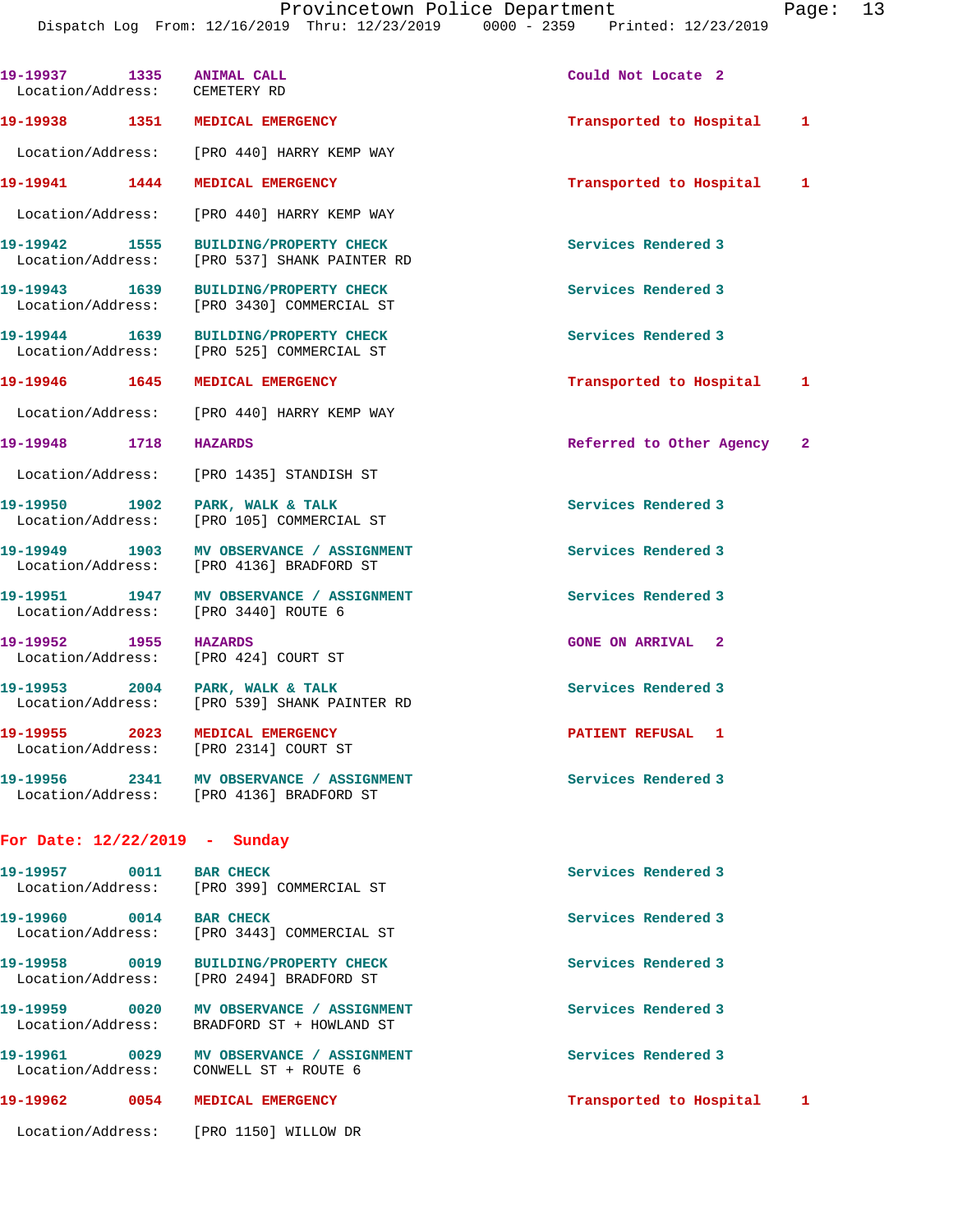19-19937 1335 ANIMAL CALL Could Not Locate 2
Location/Address: CEMETERY RD

19-19938 1351 MEDICAL EMERGENCY Transported to Hospital 1
Location/Address: [PRO 440] HARRY KEMP WAY

19-19941 1444 MEDICAL EMERGENCY Transported to Hospital 1
Location/Address: [PRO 440] HARRY KEMP WAY

19-19942 1555 BUILDING/PROPERTY CHECK Services Rendered 3
Location/Address: [PRO 537] SHANK PAINTER RD

19-19943 1639 BUILDING/PROPERTY CHECK Services Rendered 3
Location/Address: [PRO 3430] COMMERCIAL ST

19-19944 1639 BUILDING/PROPERTY CHECK Services Rendered 3
Location/Address: [PRO 525] COMMERCIAL ST

19-19946 1645 MEDICAL EMERGENCY Transported to Hospital 1
Location/Address: [PRO 440] HARRY KEMP WAY

19-19948 1718 HAZARDS Referred to Other Agency 2
Location/Address: [PRO 1435] STANDISH ST

19-19950 1902 PARK, WALK & TALK Services Rendered 3
Location/Address: [PRO 105] COMMERCIAL ST

19-19949 1903 MV OBSERVANCE / ASSIGNMENT Services Rendered 3
Location/Address: [PRO 4136] BRADFORD ST

19-19951 1947 MV OBSERVANCE / ASSIGNMENT Services Rendered 3
Location/Address: [PRO 3440] ROUTE 6

19-19952 1955 HAZARDS GONE ON ARRIVAL 2
Location/Address: [PRO 424] COURT ST

19-19953 2004 PARK, WALK & TALK Services Rendered 3
Location/Address: [PRO 539] SHANK PAINTER RD

19-19955 2023 MEDICAL EMERGENCY PATIENT REFUSAL 1
Location/Address: [PRO 2314] COURT ST

19-19956 2341 MV OBSERVANCE / ASSIGNMENT Services Rendered 3
Location/Address: [PRO 4136] BRADFORD ST

**For Date: 12/22/2019 - Sunday**

19-19957 0011 BAR CHECK Services Rendered 3
Location/Address: [PRO 399] COMMERCIAL ST

19-19960 0014 BAR CHECK Services Rendered 3
Location/Address: [PRO 3443] COMMERCIAL ST

19-19958 0019 BUILDING/PROPERTY CHECK Services Rendered 3
Location/Address: [PRO 2494] BRADFORD ST

19-19959 0020 MV OBSERVANCE / ASSIGNMENT Services Rendered 3
Location/Address: BRADFORD ST + HOWLAND ST

19-19961 0029 MV OBSERVANCE / ASSIGNMENT Services Rendered 3
Location/Address: CONWELL ST + ROUTE 6

19-19962 0054 MEDICAL EMERGENCY Transported to Hospital 1
Location/Address: [PRO 1150] WILLOW DR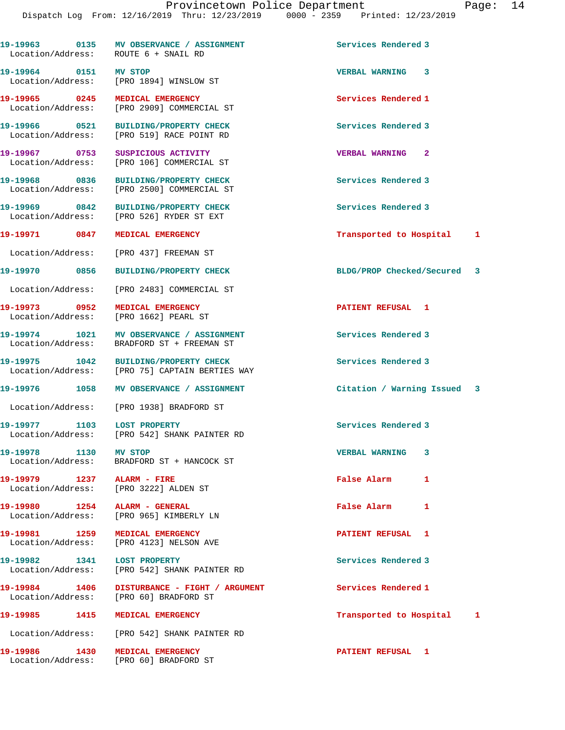19-19963 0135 MV OBSERVANCE / ASSIGNMENT Services Rendered 3
Location/Address: ROUTE 6 + SNAIL RD

19-19964 0151 MV STOP VERBAL WARNING 3
Location/Address: [PRO 1894] WINSLOW ST

19-19965 0245 MEDICAL EMERGENCY Services Rendered 1
Location/Address: [PRO 2909] COMMERCIAL ST

19-19966 0521 BUILDING/PROPERTY CHECK Services Rendered 3
Location/Address: [PRO 519] RACE POINT RD

19-19967 0753 SUSPICIOUS ACTIVITY VERBAL WARNING 2
Location/Address: [PRO 106] COMMERCIAL ST

19-19968 0836 BUILDING/PROPERTY CHECK Services Rendered 3
Location/Address: [PRO 2500] COMMERCIAL ST

19-19969 0842 BUILDING/PROPERTY CHECK Services Rendered 3
Location/Address: [PRO 526] RYDER ST EXT

19-19971 0847 MEDICAL EMERGENCY Transported to Hospital 1
Location/Address: [PRO 437] FREEMAN ST

19-19970 0856 BUILDING/PROPERTY CHECK BLDG/PROP Checked/Secured 3
Location/Address: [PRO 2483] COMMERCIAL ST

19-19973 0952 MEDICAL EMERGENCY PATIENT REFUSAL 1
Location/Address: [PRO 1662] PEARL ST

19-19974 1021 MV OBSERVANCE / ASSIGNMENT Services Rendered 3
Location/Address: BRADFORD ST + FREEMAN ST

19-19975 1042 BUILDING/PROPERTY CHECK Services Rendered 3
Location/Address: [PRO 75] CAPTAIN BERTIES WAY

19-19976 1058 MV OBSERVANCE / ASSIGNMENT Citation / Warning Issued 3
Location/Address: [PRO 1938] BRADFORD ST

19-19977 1103 LOST PROPERTY Services Rendered 3
Location/Address: [PRO 542] SHANK PAINTER RD

19-19978 1130 MV STOP VERBAL WARNING 3
Location/Address: BRADFORD ST + HANCOCK ST

19-19979 1237 ALARM - FIRE False Alarm 1
Location/Address: [PRO 3222] ALDEN ST

19-19980 1254 ALARM - GENERAL False Alarm 1
Location/Address: [PRO 965] KIMBERLY LN

19-19981 1259 MEDICAL EMERGENCY PATIENT REFUSAL 1
Location/Address: [PRO 4123] NELSON AVE

19-19982 1341 LOST PROPERTY Services Rendered 3
Location/Address: [PRO 542] SHANK PAINTER RD

19-19984 1406 DISTURBANCE - FIGHT / ARGUMENT Services Rendered 1
Location/Address: [PRO 60] BRADFORD ST

19-19985 1415 MEDICAL EMERGENCY Transported to Hospital 1
Location/Address: [PRO 542] SHANK PAINTER RD

19-19986 1430 MEDICAL EMERGENCY PATIENT REFUSAL 1
Location/Address: [PRO 60] BRADFORD ST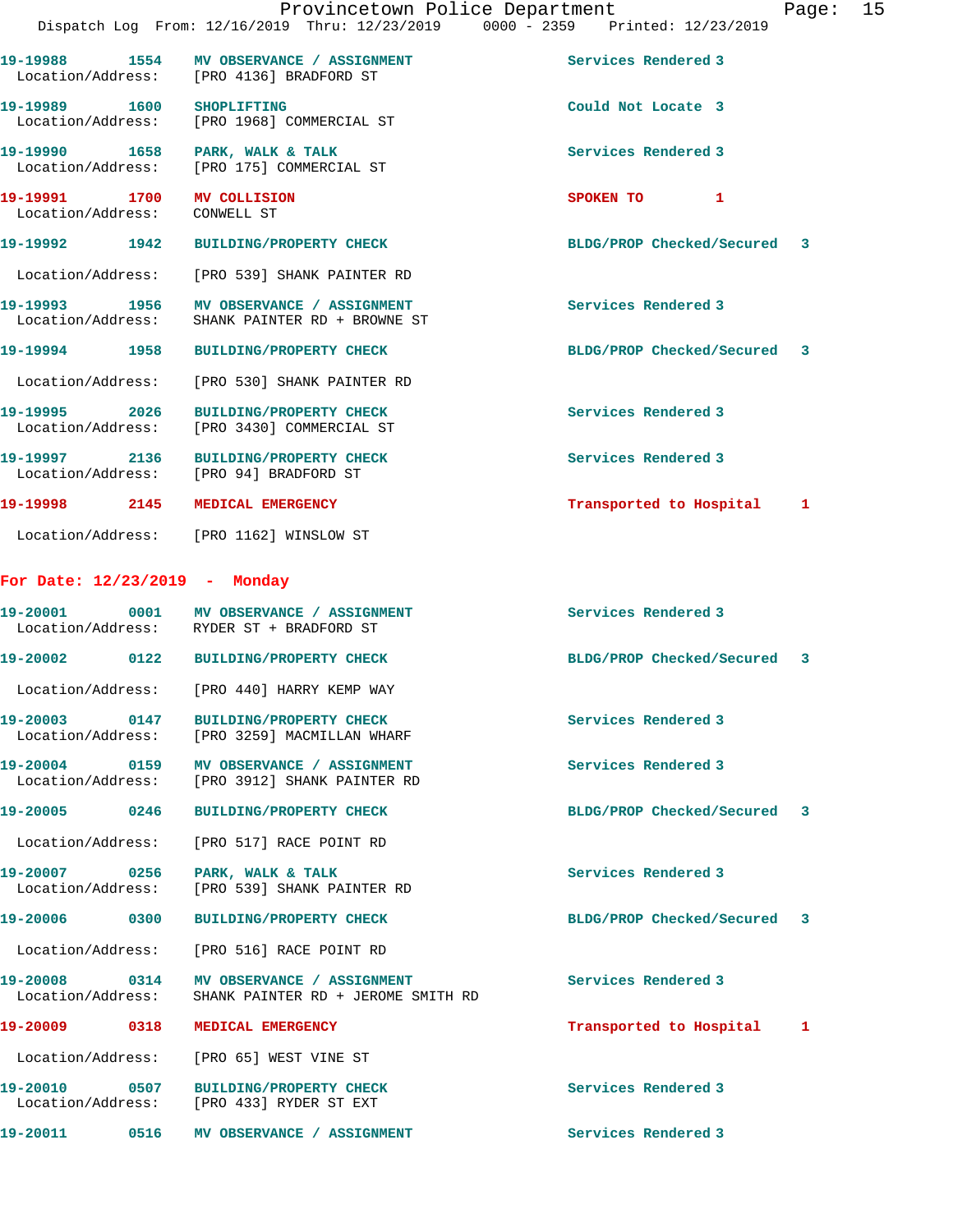19-19988 1554 MV OBSERVANCE / ASSIGNMENT Services Rendered 3
Location/Address: [PRO 4136] BRADFORD ST

19-19989 1600 SHOPLIFTING Could Not Locate 3
Location/Address: [PRO 1968] COMMERCIAL ST

19-19990 1658 PARK, WALK & TALK Services Rendered 3
Location/Address: [PRO 175] COMMERCIAL ST

19-19991 1700 MV COLLISION SPOKEN TO 1
Location/Address: CONWELL ST

19-19992 1942 BUILDING/PROPERTY CHECK BLDG/PROP Checked/Secured 3
Location/Address: [PRO 539] SHANK PAINTER RD

19-19993 1956 MV OBSERVANCE / ASSIGNMENT Services Rendered 3
Location/Address: SHANK PAINTER RD + BROWNE ST

19-19994 1958 BUILDING/PROPERTY CHECK BLDG/PROP Checked/Secured 3
Location/Address: [PRO 530] SHANK PAINTER RD

19-19995 2026 BUILDING/PROPERTY CHECK Services Rendered 3
Location/Address: [PRO 3430] COMMERCIAL ST

19-19997 2136 BUILDING/PROPERTY CHECK Services Rendered 3
Location/Address: [PRO 94] BRADFORD ST

19-19998 2145 MEDICAL EMERGENCY Transported to Hospital 1
Location/Address: [PRO 1162] WINSLOW ST

**For Date: 12/23/2019 - Monday**

19-20001 0001 MV OBSERVANCE / ASSIGNMENT Services Rendered 3
Location/Address: RYDER ST + BRADFORD ST

19-20002 0122 BUILDING/PROPERTY CHECK BLDG/PROP Checked/Secured 3
Location/Address: [PRO 440] HARRY KEMP WAY

19-20003 0147 BUILDING/PROPERTY CHECK Services Rendered 3
Location/Address: [PRO 3259] MACMILLAN WHARF

19-20004 0159 MV OBSERVANCE / ASSIGNMENT Services Rendered 3
Location/Address: [PRO 3912] SHANK PAINTER RD

19-20005 0246 BUILDING/PROPERTY CHECK BLDG/PROP Checked/Secured 3
Location/Address: [PRO 517] RACE POINT RD

19-20007 0256 PARK, WALK & TALK Services Rendered 3
Location/Address: [PRO 539] SHANK PAINTER RD

19-20006 0300 BUILDING/PROPERTY CHECK BLDG/PROP Checked/Secured 3
Location/Address: [PRO 516] RACE POINT RD

19-20008 0314 MV OBSERVANCE / ASSIGNMENT Services Rendered 3
Location/Address: SHANK PAINTER RD + JEROME SMITH RD

19-20009 0318 MEDICAL EMERGENCY Transported to Hospital 1
Location/Address: [PRO 65] WEST VINE ST

19-20010 0507 BUILDING/PROPERTY CHECK Services Rendered 3
Location/Address: [PRO 433] RYDER ST EXT

19-20011 0516 MV OBSERVANCE / ASSIGNMENT Services Rendered 3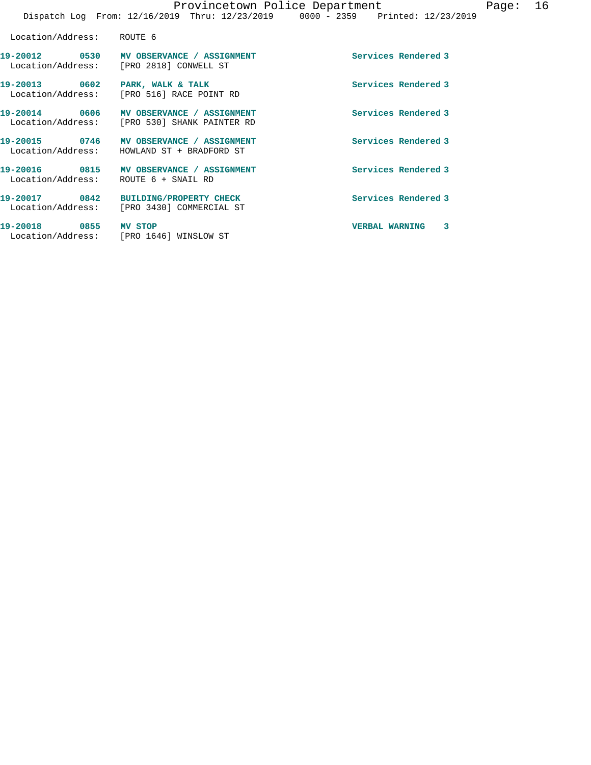Location/Address: ROUTE 6

**19-20012** 0530 **MV OBSERVANCE / ASSIGNMENT** Services Rendered 3
Location/Address: [PRO 2818] CONWELL ST

**19-20013** 0602 **PARK, WALK & TALK** Services Rendered 3
Location/Address: [PRO 516] RACE POINT RD

**19-20014** 0606 **MV OBSERVANCE / ASSIGNMENT** Services Rendered 3
Location/Address: [PRO 530] SHANK PAINTER RD

**19-20015** 0746 **MV OBSERVANCE / ASSIGNMENT** Services Rendered 3
Location/Address: HOWLAND ST + BRADFORD ST

**19-20016** 0815 **MV OBSERVANCE / ASSIGNMENT** Services Rendered 3
Location/Address: ROUTE 6 + SNAIL RD

**19-20017** 0842 **BUILDING/PROPERTY CHECK** Services Rendered 3
Location/Address: [PRO 3430] COMMERCIAL ST

**19-20018** 0855 **MV STOP** VERBAL WARNING 3
Location/Address: [PRO 1646] WINSLOW ST